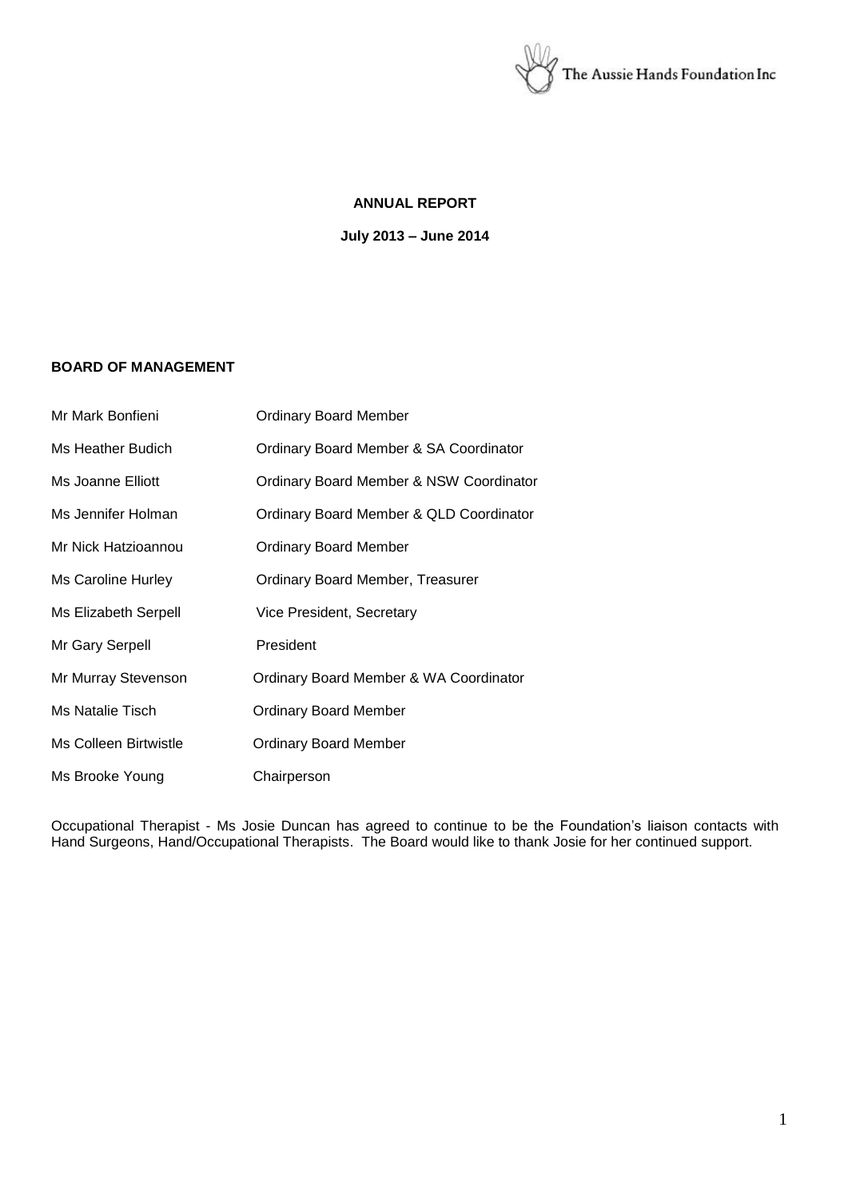The Aussie Hands Foundation Inc

**ANNUAL REPORT**

**July 2013 – June 2014**

**BOARD OF MANAGEMENT**

| | |
|---|---|
| Mr Mark Bonfieni | Ordinary Board Member |
| Ms Heather Budich | Ordinary Board Member & SA Coordinator |
| Ms Joanne Elliott | Ordinary Board Member & NSW Coordinator |
| Ms Jennifer Holman | Ordinary Board Member & QLD Coordinator |
| Mr Nick Hatzioannou | Ordinary Board Member |
| Ms Caroline Hurley | Ordinary Board Member, Treasurer |
| Ms Elizabeth Serpell | Vice President, Secretary |
| Mr Gary Serpell | President |
| Mr Murray Stevenson | Ordinary Board Member & WA Coordinator |
| Ms Natalie Tisch | Ordinary Board Member |
| Ms Colleen Birtwistle | Ordinary Board Member |
| Ms Brooke Young | Chairperson |

Occupational Therapist - Ms Josie Duncan has agreed to continue to be the Foundation's liaison contacts with Hand Surgeons, Hand/Occupational Therapists. The Board would like to thank Josie for her continued support.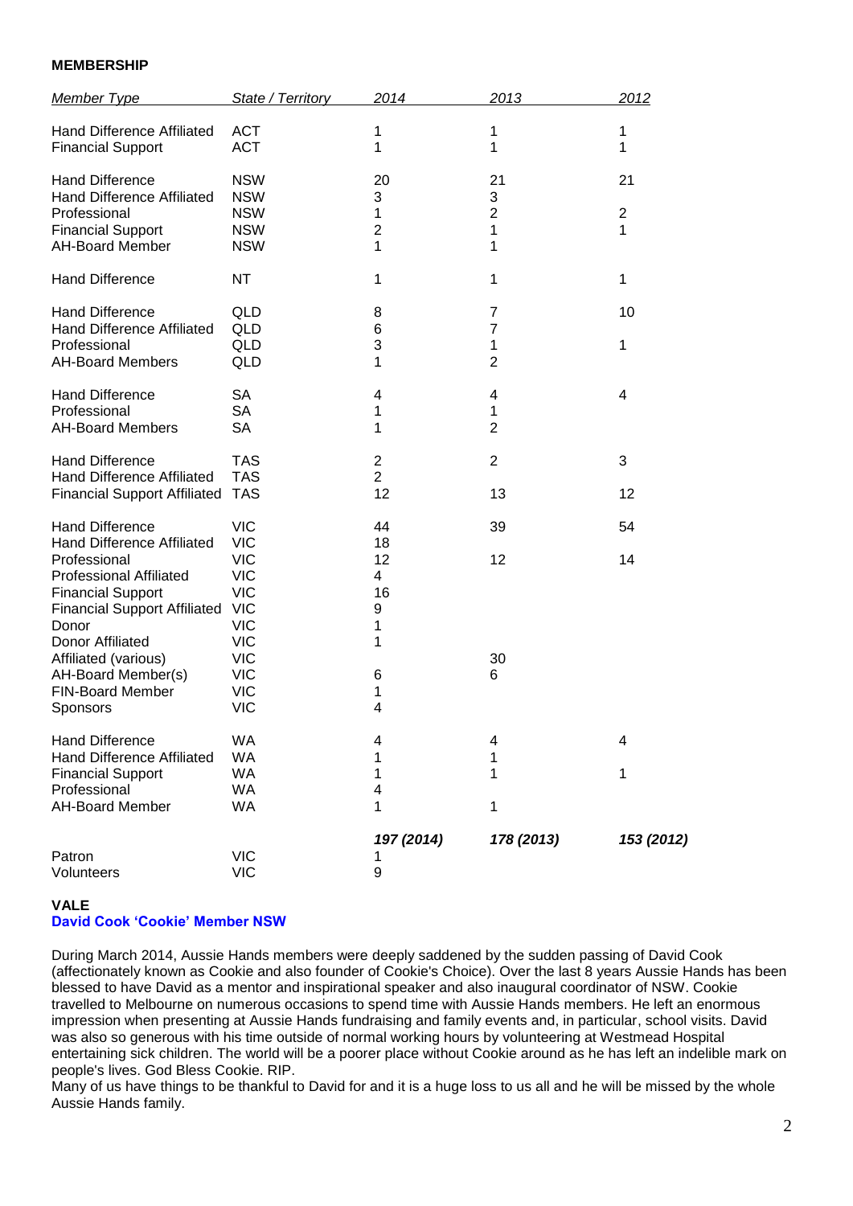**MEMBERSHIP**

| *Member Type* | *State / Territory* | *2014* | *2013* | *2012* |
|---|---|---|---|---|
| Hand Difference Affiliated | ACT | 1 | 1 | 1 |
| Financial Support | ACT | 1 | 1 | 1 |
| Hand Difference | NSW | 20 | 21 | 21 |
| Hand Difference Affiliated | NSW | 3 | 3 | |
| Professional | NSW | 1 | 2 | 2 |
| Financial Support | NSW | 2 | 1 | 1 |
| AH-Board Member | NSW | 1 | 1 | |
| Hand Difference | NT | 1 | 1 | 1 |
| Hand Difference | QLD | 8 | 7 | 10 |
| Hand Difference Affiliated | QLD | 6 | 7 | |
| Professional | QLD | 3 | 1 | 1 |
| AH-Board Members | QLD | 1 | 2 | |
| Hand Difference | SA | 4 | 4 | 4 |
| Professional | SA | 1 | 1 | |
| AH-Board Members | SA | 1 | 2 | |
| Hand Difference | TAS | 2 | 2 | 3 |
| Hand Difference Affiliated | TAS | 2 | | |
| Financial Support Affiliated | TAS | 12 | 13 | 12 |
| Hand Difference | VIC | 44 | 39 | 54 |
| Hand Difference Affiliated | VIC | 18 | | |
| Professional | VIC | 12 | 12 | 14 |
| Professional Affiliated | VIC | 4 | | |
| Financial Support | VIC | 16 | | |
| Financial Support Affiliated | VIC | 9 | | |
| Donor | VIC | 1 | | |
| Donor Affiliated | VIC | 1 | | |
| Affiliated (various) | VIC | | 30 | |
| AH-Board Member(s) | VIC | 6 | 6 | |
| FIN-Board Member | VIC | 1 | | |
| Sponsors | VIC | 4 | | |
| Hand Difference | WA | 4 | 4 | 4 |
| Hand Difference Affiliated | WA | 1 | 1 | |
| Financial Support | WA | 1 | 1 | 1 |
| Professional | WA | 4 | | |
| AH-Board Member | WA | 1 | 1 | |
| | | ***197 (2014)*** | ***178 (2013)*** | ***153 (2012)*** |
| Patron | VIC | 1 | | |
| Volunteers | VIC | 9 | | |

**VALE**

**David Cook 'Cookie' Member NSW**

During March 2014, Aussie Hands members were deeply saddened by the sudden passing of David Cook (affectionately known as Cookie and also founder of Cookie's Choice). Over the last 8 years Aussie Hands has been blessed to have David as a mentor and inspirational speaker and also inaugural coordinator of NSW. Cookie travelled to Melbourne on numerous occasions to spend time with Aussie Hands members. He left an enormous impression when presenting at Aussie Hands fundraising and family events and, in particular, school visits. David was also so generous with his time outside of normal working hours by volunteering at Westmead Hospital entertaining sick children. The world will be a poorer place without Cookie around as he has left an indelible mark on people's lives. God Bless Cookie. RIP.

Many of us have things to be thankful to David for and it is a huge loss to us all and he will be missed by the whole Aussie Hands family.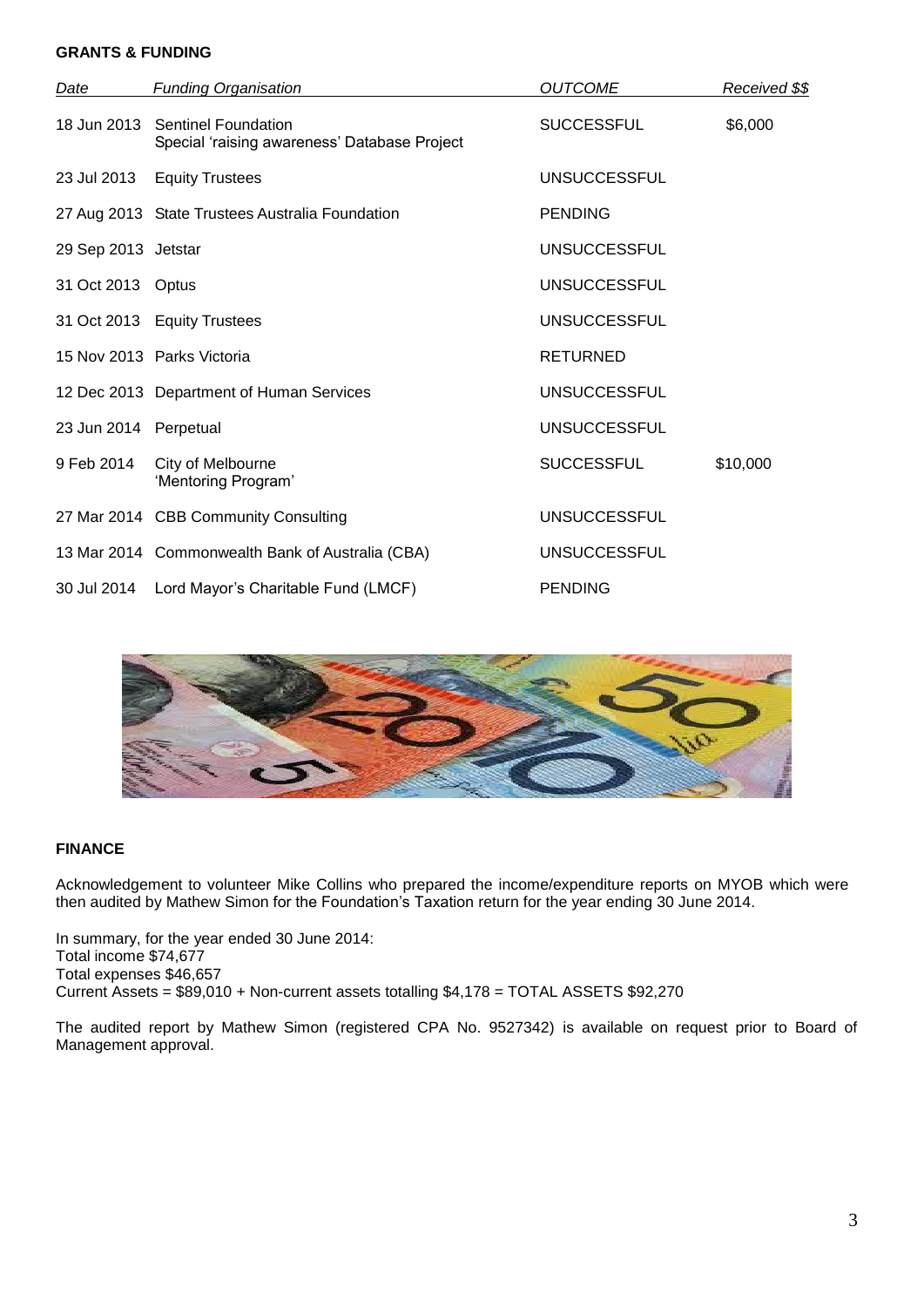**GRANTS & FUNDING**

| *Date* | *Funding Organisation* | *OUTCOME* | *Received $$* |
|---|---|---|---|
| 18 Jun 2013 | Sentinel Foundation<br>Special 'raising awareness' Database Project | SUCCESSFUL | $6,000 |
| 23 Jul 2013 | Equity Trustees | UNSUCCESSFUL | |
| 27 Aug 2013 | State Trustees Australia Foundation | PENDING | |
| 29 Sep 2013 | Jetstar | UNSUCCESSFUL | |
| 31 Oct 2013 | Optus | UNSUCCESSFUL | |
| 31 Oct 2013 | Equity Trustees | UNSUCCESSFUL | |
| 15 Nov 2013 | Parks Victoria | RETURNED | |
| 12 Dec 2013 | Department of Human Services | UNSUCCESSFUL | |
| 23 Jun 2014 | Perpetual | UNSUCCESSFUL | |
| 9 Feb 2014 | City of Melbourne<br>'Mentoring Program' | SUCCESSFUL | $10,000 |
| 27 Mar 2014 | CBB Community Consulting | UNSUCCESSFUL | |
| 13 Mar 2014 | Commonwealth Bank of Australia (CBA) | UNSUCCESSFUL | |
| 30 Jul 2014 | Lord Mayor's Charitable Fund (LMCF) | PENDING | |

**FINANCE**

Acknowledgement to volunteer Mike Collins who prepared the income/expenditure reports on MYOB which were then audited by Mathew Simon for the Foundation's Taxation return for the year ending 30 June 2014.

In summary, for the year ended 30 June 2014:
Total income $74,677
Total expenses $46,657
Current Assets = $89,010 + Non-current assets totalling $4,178 = TOTAL ASSETS $92,270

The audited report by Mathew Simon (registered CPA No. 9527342) is available on request prior to Board of Management approval.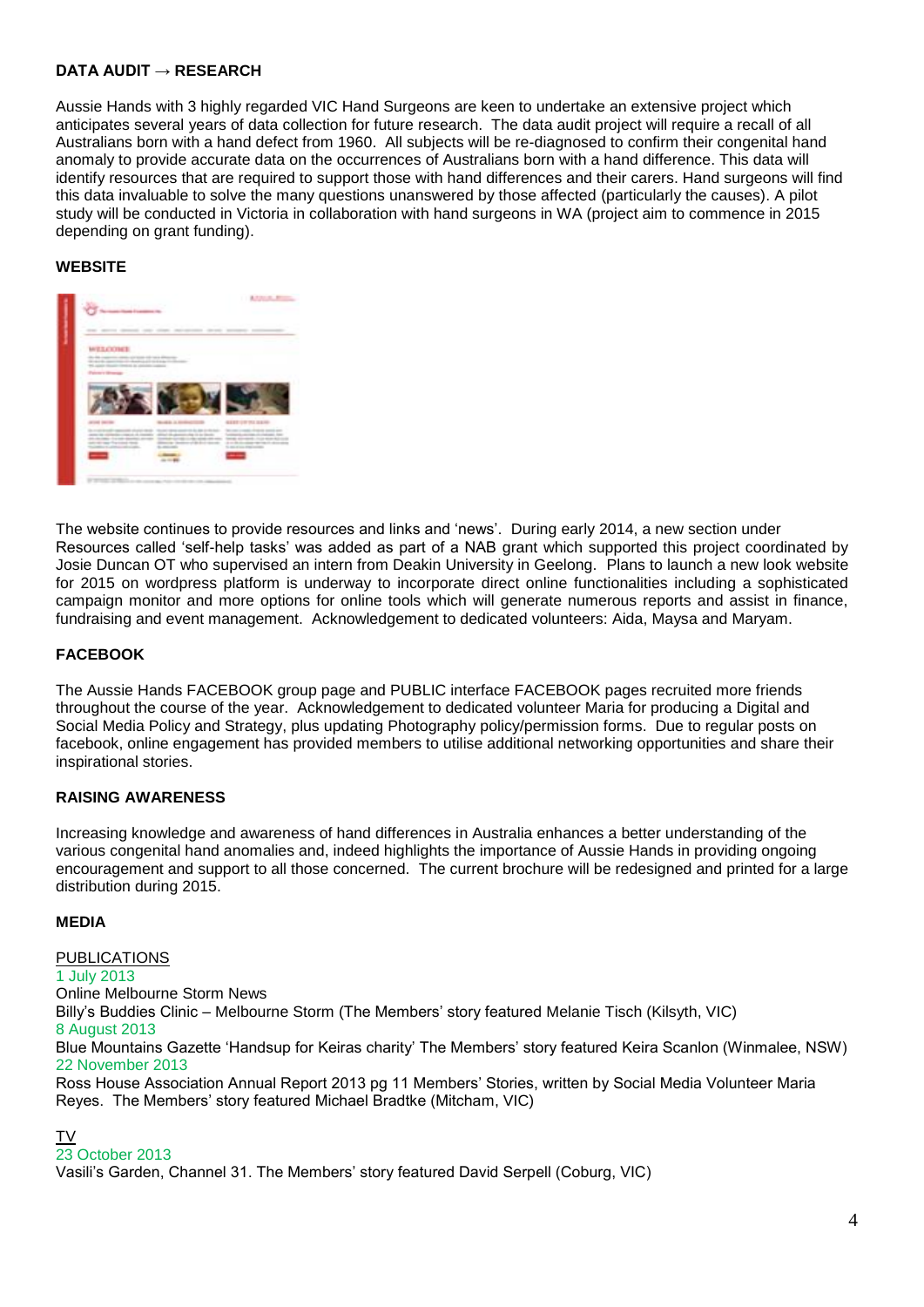**DATA AUDIT → RESEARCH**

Aussie Hands with 3 highly regarded VIC Hand Surgeons are keen to undertake an extensive project which anticipates several years of data collection for future research. The data audit project will require a recall of all Australians born with a hand defect from 1960. All subjects will be re-diagnosed to confirm their congenital hand anomaly to provide accurate data on the occurrences of Australians born with a hand difference. This data will identify resources that are required to support those with hand differences and their carers. Hand surgeons will find this data invaluable to solve the many questions unanswered by those affected (particularly the causes). A pilot study will be conducted in Victoria in collaboration with hand surgeons in WA (project aim to commence in 2015 depending on grant funding).

**WEBSITE**

The website continues to provide resources and links and 'news'. During early 2014, a new section under Resources called 'self-help tasks' was added as part of a NAB grant which supported this project coordinated by Josie Duncan OT who supervised an intern from Deakin University in Geelong. Plans to launch a new look website for 2015 on wordpress platform is underway to incorporate direct online functionalities including a sophisticated campaign monitor and more options for online tools which will generate numerous reports and assist in finance, fundraising and event management. Acknowledgement to dedicated volunteers: Aida, Maysa and Maryam.

**FACEBOOK**

The Aussie Hands FACEBOOK group page and PUBLIC interface FACEBOOK pages recruited more friends throughout the course of the year. Acknowledgement to dedicated volunteer Maria for producing a Digital and Social Media Policy and Strategy, plus updating Photography policy/permission forms. Due to regular posts on facebook, online engagement has provided members to utilise additional networking opportunities and share their inspirational stories.

**RAISING AWARENESS**

Increasing knowledge and awareness of hand differences in Australia enhances a better understanding of the various congenital hand anomalies and, indeed highlights the importance of Aussie Hands in providing ongoing encouragement and support to all those concerned. The current brochure will be redesigned and printed for a large distribution during 2015.

**MEDIA**

PUBLICATIONS

1 July 2013
Online Melbourne Storm News
Billy's Buddies Clinic – Melbourne Storm (The Members' story featured Melanie Tisch (Kilsyth, VIC)

8 August 2013
Blue Mountains Gazette 'Handsup for Keiras charity' The Members' story featured Keira Scanlon (Winmalee, NSW)

22 November 2013
Ross House Association Annual Report 2013 pg 11 Members' Stories, written by Social Media Volunteer Maria Reyes. The Members' story featured Michael Bradtke (Mitcham, VIC)

TV

23 October 2013
Vasili's Garden, Channel 31. The Members' story featured David Serpell (Coburg, VIC)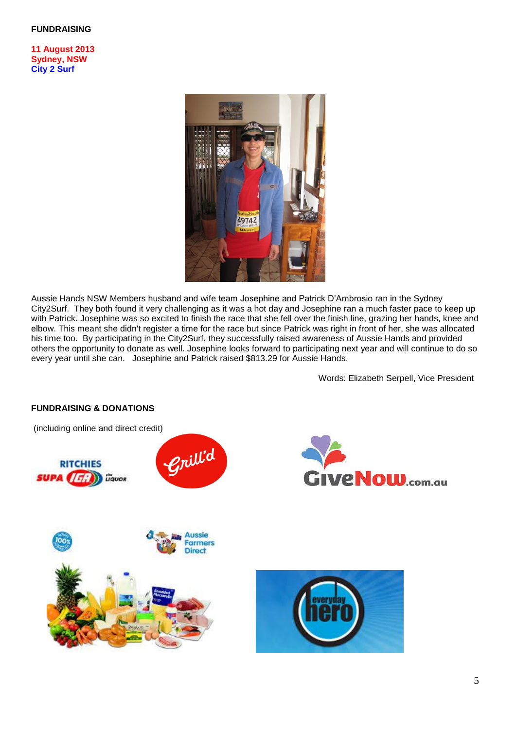**FUNDRAISING**

**11 August 2013**
**Sydney, NSW**
**City 2 Surf**

Aussie Hands NSW Members husband and wife team Josephine and Patrick D'Ambrosio ran in the Sydney City2Surf. They both found it very challenging as it was a hot day and Josephine ran a much faster pace to keep up with Patrick. Josephine was so excited to finish the race that she fell over the finish line, grazing her hands, knee and elbow. This meant she didn't register a time for the race but since Patrick was right in front of her, she was allocated his time too. By participating in the City2Surf, they successfully raised awareness of Aussie Hands and provided others the opportunity to donate as well. Josephine looks forward to participating next year and will continue to do so every year until she can. Josephine and Patrick raised $813.29 for Aussie Hands.

Words: Elizabeth Serpell, Vice President

**FUNDRAISING & DONATIONS**

(including online and direct credit)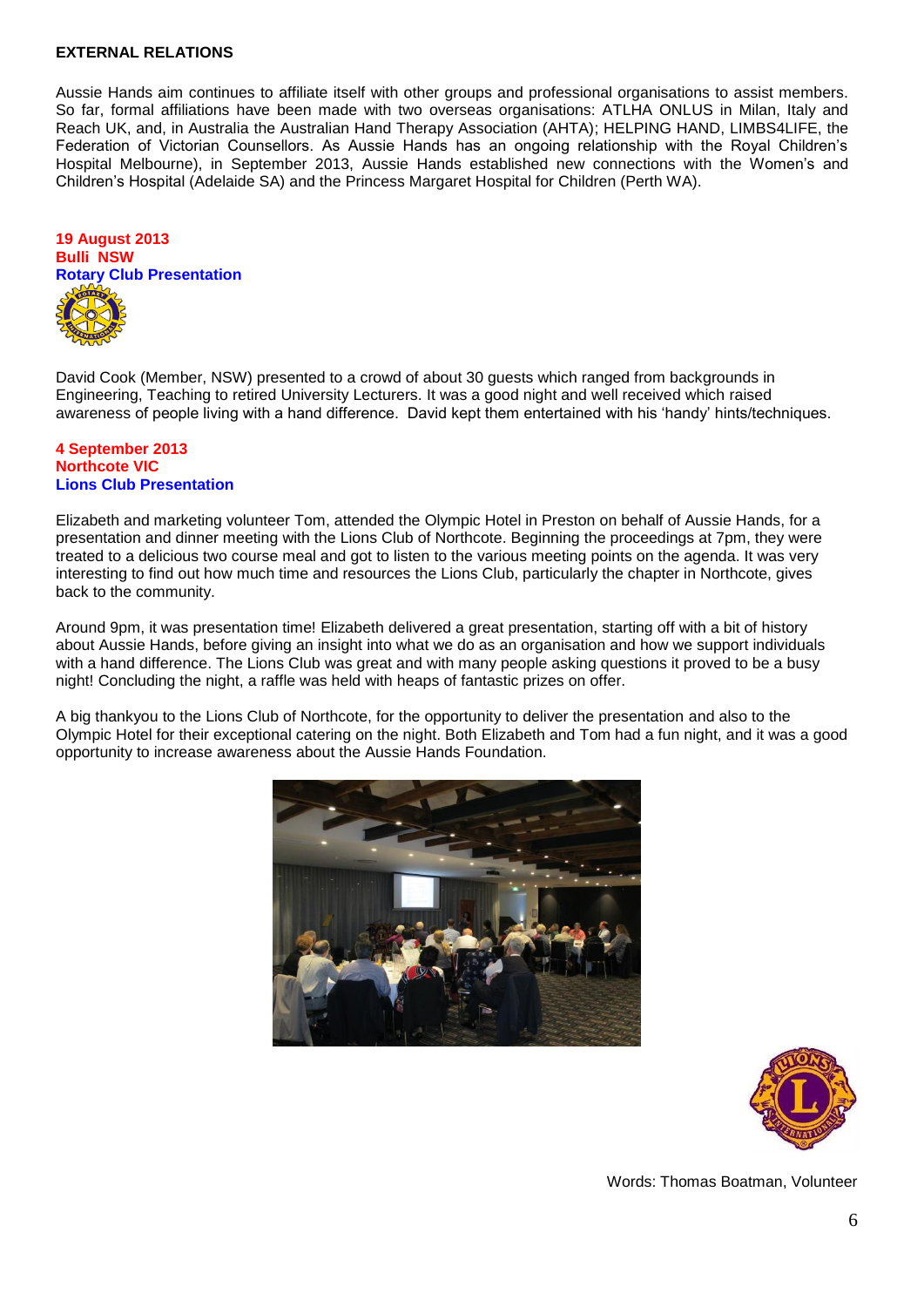**EXTERNAL RELATIONS**

Aussie Hands aim continues to affiliate itself with other groups and professional organisations to assist members. So far, formal affiliations have been made with two overseas organisations: ATLHA ONLUS in Milan, Italy and Reach UK, and, in Australia the Australian Hand Therapy Association (AHTA); HELPING HAND, LIMBS4LIFE, the Federation of Victorian Counsellors. As Aussie Hands has an ongoing relationship with the Royal Children's Hospital Melbourne), in September 2013, Aussie Hands established new connections with the Women's and Children's Hospital (Adelaide SA) and the Princess Margaret Hospital for Children (Perth WA).

**19 August 2013**
**Bulli NSW**
**Rotary Club Presentation**

David Cook (Member, NSW) presented to a crowd of about 30 guests which ranged from backgrounds in Engineering, Teaching to retired University Lecturers. It was a good night and well received which raised awareness of people living with a hand difference. David kept them entertained with his 'handy' hints/techniques.

**4 September 2013**
**Northcote VIC**
**Lions Club Presentation**

Elizabeth and marketing volunteer Tom, attended the Olympic Hotel in Preston on behalf of Aussie Hands, for a presentation and dinner meeting with the Lions Club of Northcote. Beginning the proceedings at 7pm, they were treated to a delicious two course meal and got to listen to the various meeting points on the agenda. It was very interesting to find out how much time and resources the Lions Club, particularly the chapter in Northcote, gives back to the community.

Around 9pm, it was presentation time! Elizabeth delivered a great presentation, starting off with a bit of history about Aussie Hands, before giving an insight into what we do as an organisation and how we support individuals with a hand difference. The Lions Club was great and with many people asking questions it proved to be a busy night! Concluding the night, a raffle was held with heaps of fantastic prizes on offer.

A big thankyou to the Lions Club of Northcote, for the opportunity to deliver the presentation and also to the Olympic Hotel for their exceptional catering on the night. Both Elizabeth and Tom had a fun night, and it was a good opportunity to increase awareness about the Aussie Hands Foundation.

Words: Thomas Boatman, Volunteer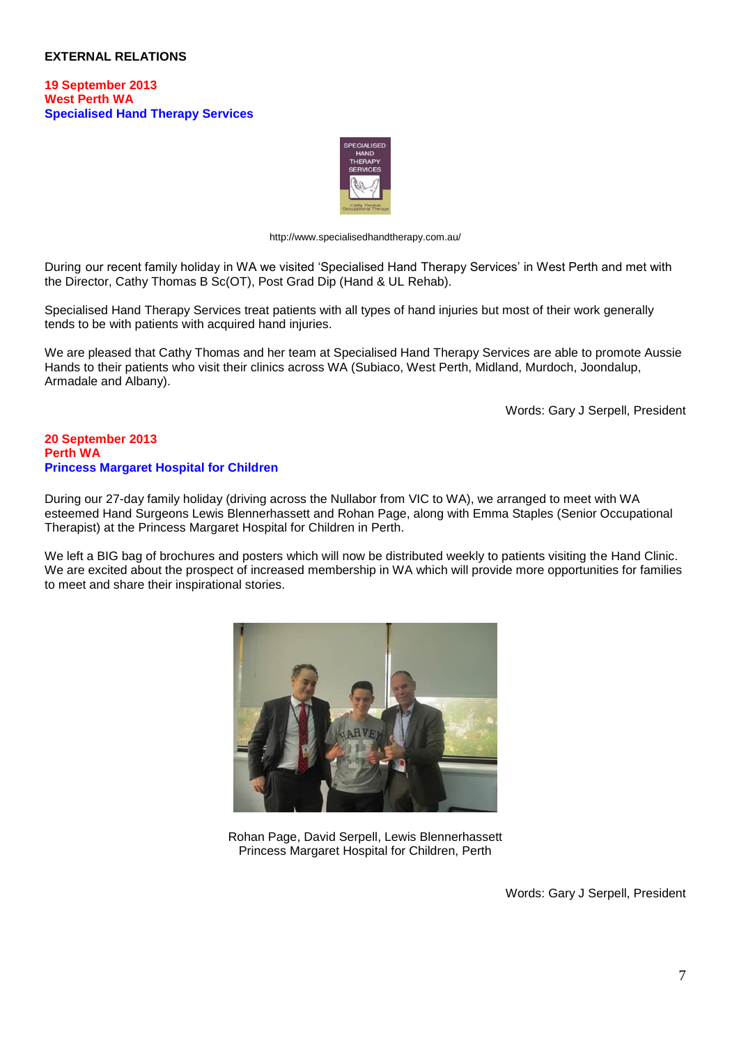**EXTERNAL RELATIONS**

**19 September 2013**
**West Perth WA**
**Specialised Hand Therapy Services**

http://www.specialisedhandtherapy.com.au/

During our recent family holiday in WA we visited 'Specialised Hand Therapy Services' in West Perth and met with the Director, Cathy Thomas B Sc(OT), Post Grad Dip (Hand & UL Rehab).

Specialised Hand Therapy Services treat patients with all types of hand injuries but most of their work generally tends to be with patients with acquired hand injuries.

We are pleased that Cathy Thomas and her team at Specialised Hand Therapy Services are able to promote Aussie Hands to their patients who visit their clinics across WA (Subiaco, West Perth, Midland, Murdoch, Joondalup, Armadale and Albany).

Words: Gary J Serpell, President

**20 September 2013**
**Perth WA**
**Princess Margaret Hospital for Children**

During our 27-day family holiday (driving across the Nullabor from VIC to WA), we arranged to meet with WA esteemed Hand Surgeons Lewis Blennerhassett and Rohan Page, along with Emma Staples (Senior Occupational Therapist) at the Princess Margaret Hospital for Children in Perth.

We left a BIG bag of brochures and posters which will now be distributed weekly to patients visiting the Hand Clinic. We are excited about the prospect of increased membership in WA which will provide more opportunities for families to meet and share their inspirational stories.

Rohan Page, David Serpell, Lewis Blennerhassett
Princess Margaret Hospital for Children, Perth

Words: Gary J Serpell, President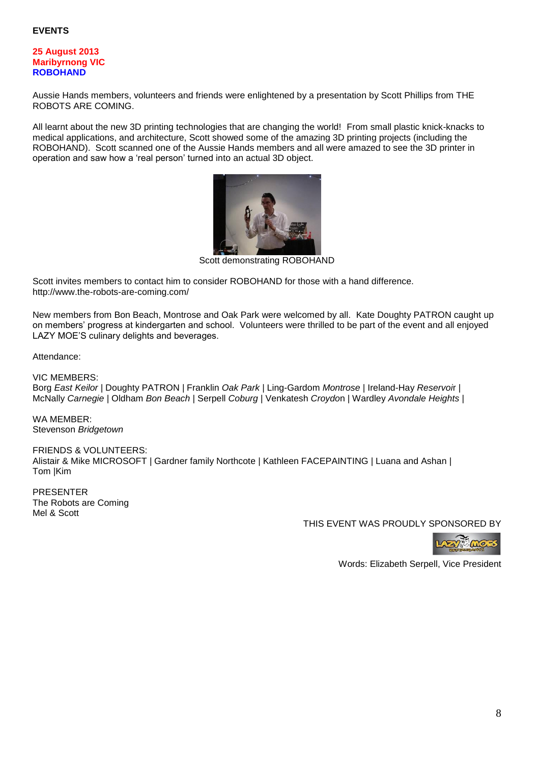**EVENTS**

**25 August 2013**
**Maribyrnong VIC**
**ROBOHAND**

Aussie Hands members, volunteers and friends were enlightened by a presentation by Scott Phillips from THE ROBOTS ARE COMING.

All learnt about the new 3D printing technologies that are changing the world! From small plastic knick-knacks to medical applications, and architecture, Scott showed some of the amazing 3D printing projects (including the ROBOHAND). Scott scanned one of the Aussie Hands members and all were amazed to see the 3D printer in operation and saw how a 'real person' turned into an actual 3D object.

Scott demonstrating ROBOHAND

Scott invites members to contact him to consider ROBOHAND for those with a hand difference.
http://www.the-robots-are-coming.com/

New members from Bon Beach, Montrose and Oak Park were welcomed by all. Kate Doughty PATRON caught up on members' progress at kindergarten and school. Volunteers were thrilled to be part of the event and all enjoyed LAZY MOE'S culinary delights and beverages.

Attendance:

VIC MEMBERS:
Borg *East Keilor* | Doughty PATRON | Franklin *Oak Park* | Ling-Gardom *Montrose* | Ireland-Hay *Reservoir* | McNally *Carnegie* | Oldham *Bon Beach* | Serpell *Coburg* | Venkatesh *Croydon* | Wardley *Avondale Heights* |

WA MEMBER:
Stevenson *Bridgetown*

FRIENDS & VOLUNTEERS:
Alistair & Mike MICROSOFT | Gardner family Northcote | Kathleen FACEPAINTING | Luana and Ashan | Tom |Kim

PRESENTER
The Robots are Coming
Mel & Scott

THIS EVENT WAS PROUDLY SPONSORED BY

Words: Elizabeth Serpell, Vice President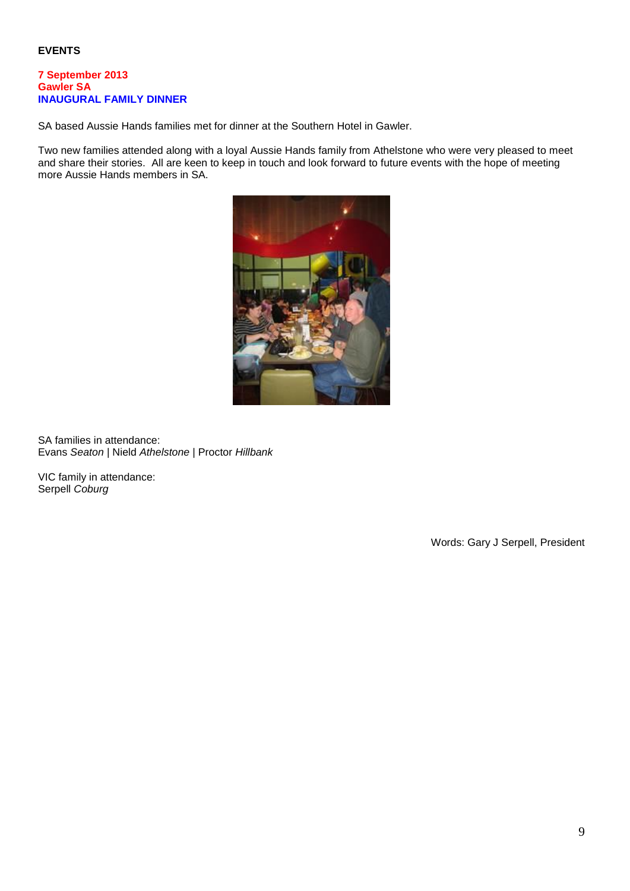## EVENTS

**7 September 2013**
**Gawler SA**
**INAUGURAL FAMILY DINNER**

SA based Aussie Hands families met for dinner at the Southern Hotel in Gawler.

Two new families attended along with a loyal Aussie Hands family from Athelstone who were very pleased to meet and share their stories. All are keen to keep in touch and look forward to future events with the hope of meeting more Aussie Hands members in SA.

SA families in attendance:
Evans *Seaton* | Nield *Athelstone* | Proctor *Hillbank*

VIC family in attendance:
Serpell *Coburg*

Words: Gary J Serpell, President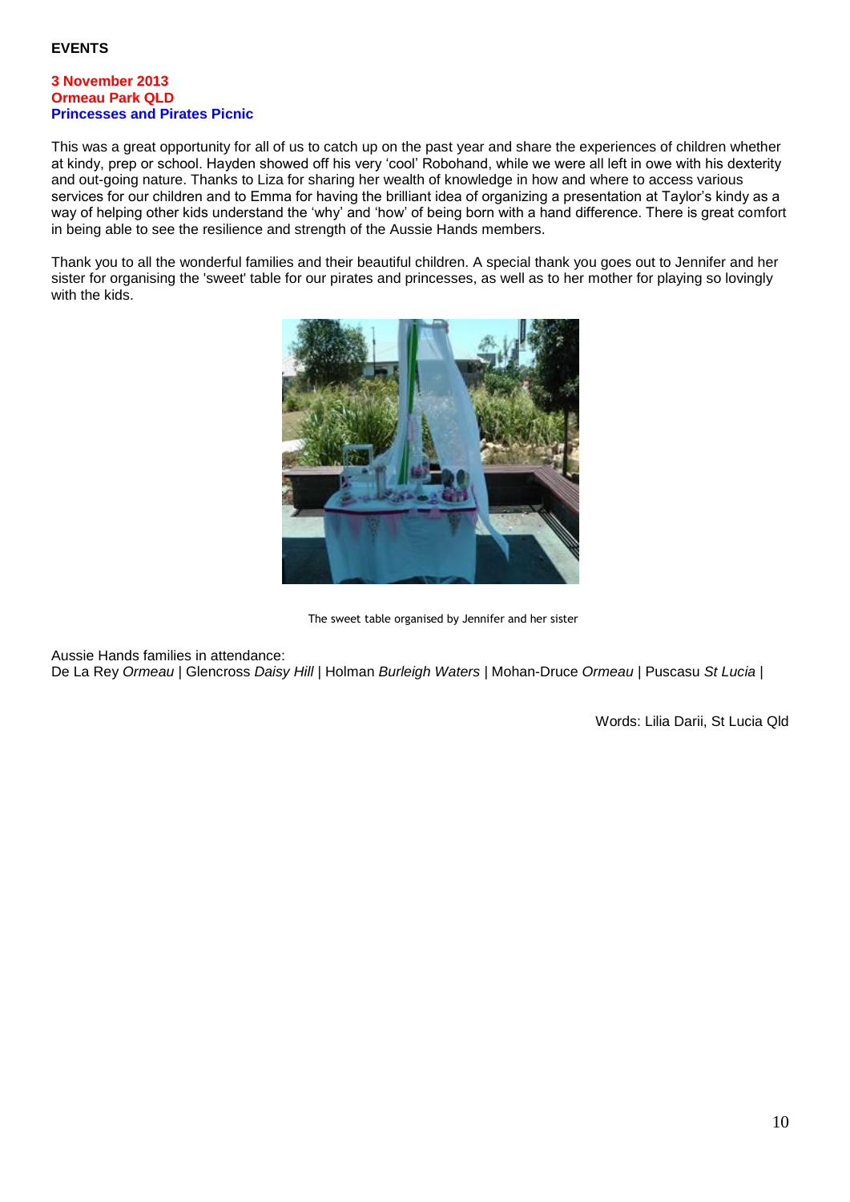**EVENTS**

**3 November 2013**
**Ormeau Park QLD**
**Princesses and Pirates Picnic**

This was a great opportunity for all of us to catch up on the past year and share the experiences of children whether at kindy, prep or school. Hayden showed off his very 'cool' Robohand, while we were all left in owe with his dexterity and out-going nature. Thanks to Liza for sharing her wealth of knowledge in how and where to access various services for our children and to Emma for having the brilliant idea of organizing a presentation at Taylor's kindy as a way of helping other kids understand the 'why' and 'how' of being born with a hand difference. There is great comfort in being able to see the resilience and strength of the Aussie Hands members.

Thank you to all the wonderful families and their beautiful children. A special thank you goes out to Jennifer and her sister for organising the 'sweet' table for our pirates and princesses, as well as to her mother for playing so lovingly with the kids.

The sweet table organised by Jennifer and her sister

Aussie Hands families in attendance:
De La Rey *Ormeau* | Glencross *Daisy Hill* | Holman *Burleigh Waters* | Mohan-Druce *Ormeau* | Puscasu *St Lucia* |

Words: Lilia Darii, St Lucia Qld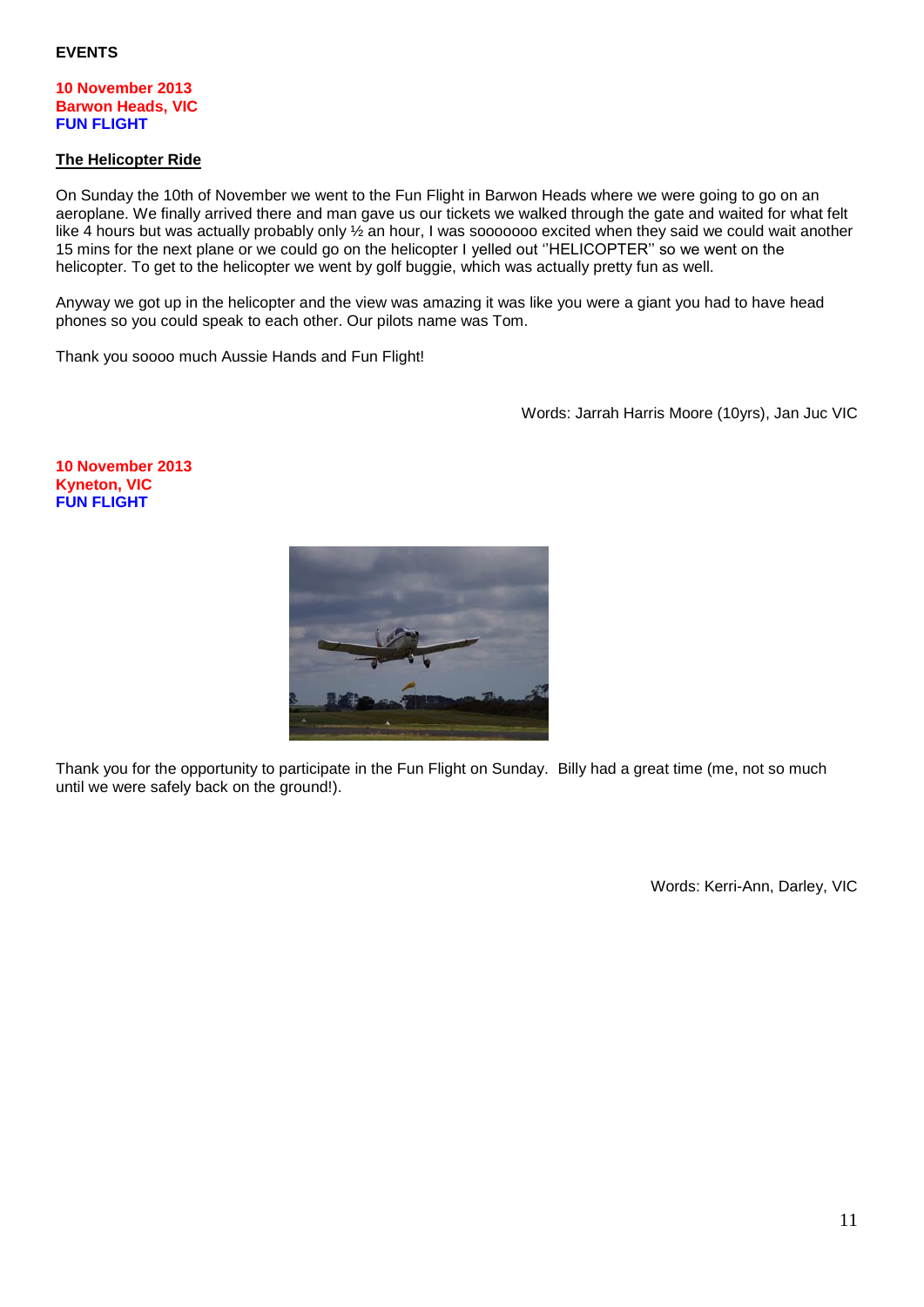**EVENTS**

**10 November 2013**
**Barwon Heads, VIC**
**FUN FLIGHT**

**The Helicopter Ride**

On Sunday the 10th of November we went to the Fun Flight in Barwon Heads where we were going to go on an aeroplane. We finally arrived there and man gave us our tickets we walked through the gate and waited for what felt like 4 hours but was actually probably only ½ an hour, I was sooooooo excited when they said we could wait another 15 mins for the next plane or we could go on the helicopter I yelled out ''HELICOPTER'' so we went on the helicopter. To get to the helicopter we went by golf buggie, which was actually pretty fun as well.

Anyway we got up in the helicopter and the view was amazing it was like you were a giant you had to have head phones so you could speak to each other. Our pilots name was Tom.

Thank you soooo much Aussie Hands and Fun Flight!

Words: Jarrah Harris Moore (10yrs), Jan Juc VIC

**10 November 2013**
**Kyneton, VIC**
**FUN FLIGHT**

Thank you for the opportunity to participate in the Fun Flight on Sunday. Billy had a great time (me, not so much until we were safely back on the ground!).

Words: Kerri-Ann, Darley, VIC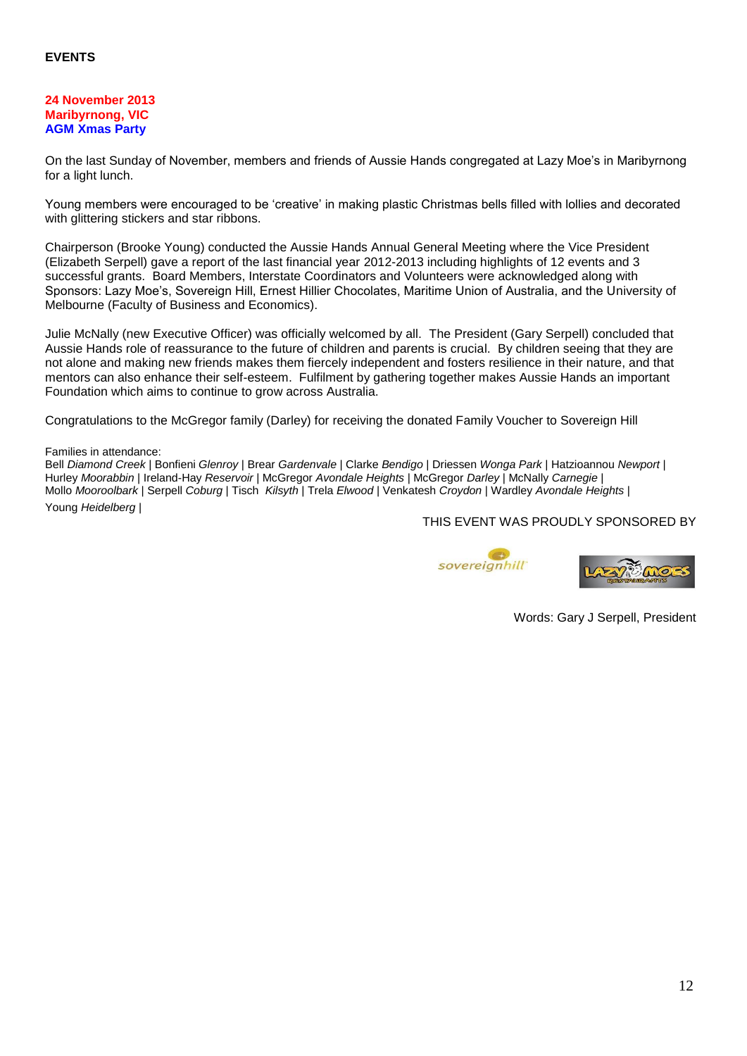**EVENTS**

**24 November 2013**
**Maribyrnong, VIC**
**AGM Xmas Party**

On the last Sunday of November, members and friends of Aussie Hands congregated at Lazy Moe's in Maribyrnong for a light lunch.

Young members were encouraged to be 'creative' in making plastic Christmas bells filled with lollies and decorated with glittering stickers and star ribbons.

Chairperson (Brooke Young) conducted the Aussie Hands Annual General Meeting where the Vice President (Elizabeth Serpell) gave a report of the last financial year 2012-2013 including highlights of 12 events and 3 successful grants. Board Members, Interstate Coordinators and Volunteers were acknowledged along with Sponsors: Lazy Moe's, Sovereign Hill, Ernest Hillier Chocolates, Maritime Union of Australia, and the University of Melbourne (Faculty of Business and Economics).

Julie McNally (new Executive Officer) was officially welcomed by all. The President (Gary Serpell) concluded that Aussie Hands role of reassurance to the future of children and parents is crucial. By children seeing that they are not alone and making new friends makes them fiercely independent and fosters resilience in their nature, and that mentors can also enhance their self-esteem. Fulfilment by gathering together makes Aussie Hands an important Foundation which aims to continue to grow across Australia.

Congratulations to the McGregor family (Darley) for receiving the donated Family Voucher to Sovereign Hill

Families in attendance:
Bell *Diamond Creek* | Bonfieni *Glenroy* | Brear *Gardenvale* | Clarke *Bendigo* | Driessen *Wonga Park* | Hatzioannou *Newport* | Hurley *Moorabbin* | Ireland-Hay *Reservoir* | McGregor *Avondale Heights* | McGregor *Darley* | McNally *Carnegie* | Mollo *Mooroolbark* | Serpell *Coburg* | Tisch *Kilsyth* | Trela *Elwood* | Venkatesh *Croydon* | Wardley *Avondale Heights* | Young *Heidelberg* |

THIS EVENT WAS PROUDLY SPONSORED BY

sovereignhill

LAZY MOES RESTAURANTS

Words: Gary J Serpell, President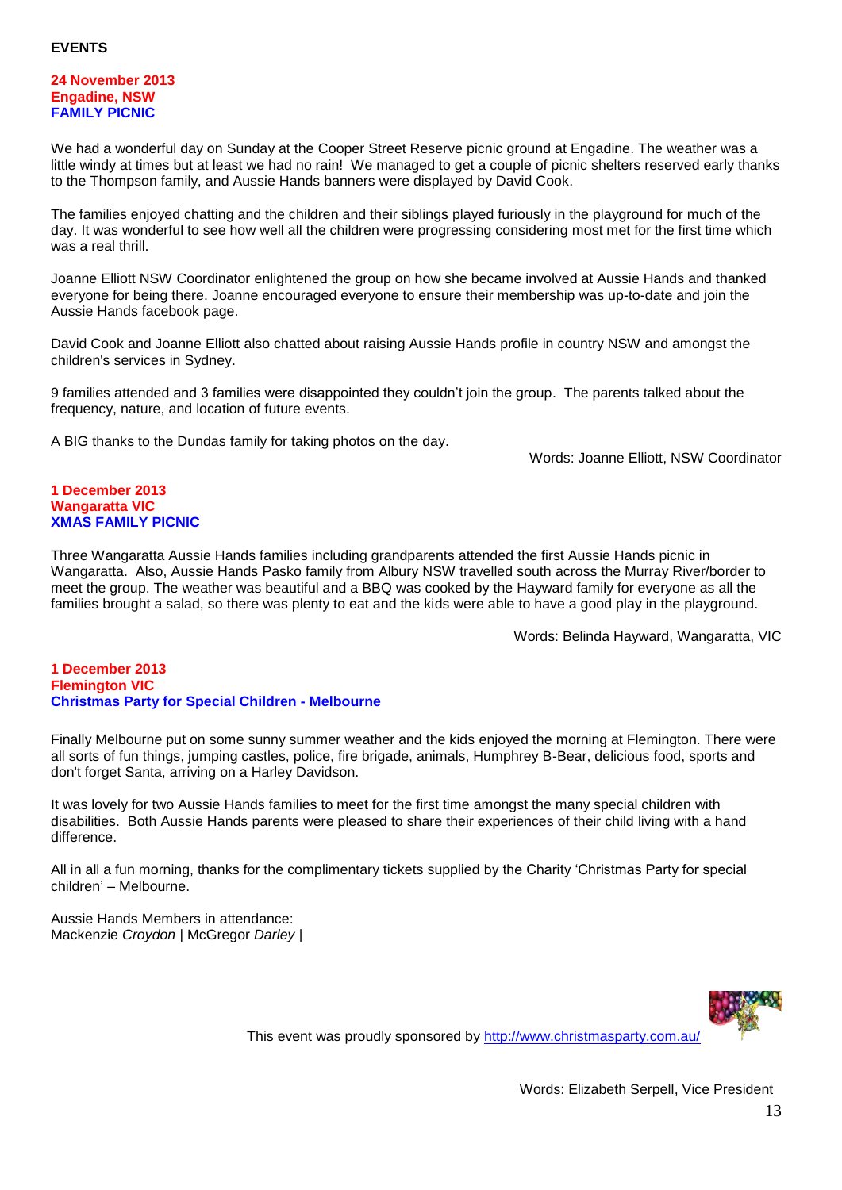## EVENTS

### 24 November 2013
### Engadine, NSW
### FAMILY PICNIC

We had a wonderful day on Sunday at the Cooper Street Reserve picnic ground at Engadine. The weather was a little windy at times but at least we had no rain! We managed to get a couple of picnic shelters reserved early thanks to the Thompson family, and Aussie Hands banners were displayed by David Cook.

The families enjoyed chatting and the children and their siblings played furiously in the playground for much of the day. It was wonderful to see how well all the children were progressing considering most met for the first time which was a real thrill.

Joanne Elliott NSW Coordinator enlightened the group on how she became involved at Aussie Hands and thanked everyone for being there. Joanne encouraged everyone to ensure their membership was up-to-date and join the Aussie Hands facebook page.

David Cook and Joanne Elliott also chatted about raising Aussie Hands profile in country NSW and amongst the children's services in Sydney.

9 families attended and 3 families were disappointed they couldn't join the group. The parents talked about the frequency, nature, and location of future events.

A BIG thanks to the Dundas family for taking photos on the day.

Words: Joanne Elliott, NSW Coordinator

### 1 December 2013
### Wangaratta VIC
### XMAS FAMILY PICNIC

Three Wangaratta Aussie Hands families including grandparents attended the first Aussie Hands picnic in Wangaratta. Also, Aussie Hands Pasko family from Albury NSW travelled south across the Murray River/border to meet the group. The weather was beautiful and a BBQ was cooked by the Hayward family for everyone as all the families brought a salad, so there was plenty to eat and the kids were able to have a good play in the playground.

Words: Belinda Hayward, Wangaratta, VIC

### 1 December 2013
### Flemington VIC
### Christmas Party for Special Children - Melbourne

Finally Melbourne put on some sunny summer weather and the kids enjoyed the morning at Flemington. There were all sorts of fun things, jumping castles, police, fire brigade, animals, Humphrey B-Bear, delicious food, sports and don't forget Santa, arriving on a Harley Davidson.

It was lovely for two Aussie Hands families to meet for the first time amongst the many special children with disabilities. Both Aussie Hands parents were pleased to share their experiences of their child living with a hand difference.

All in all a fun morning, thanks for the complimentary tickets supplied by the Charity 'Christmas Party for special children' – Melbourne.

Aussie Hands Members in attendance:
Mackenzie *Croydon* | McGregor *Darley* |

This event was proudly sponsored by http://www.christmasparty.com.au/

Words: Elizabeth Serpell, Vice President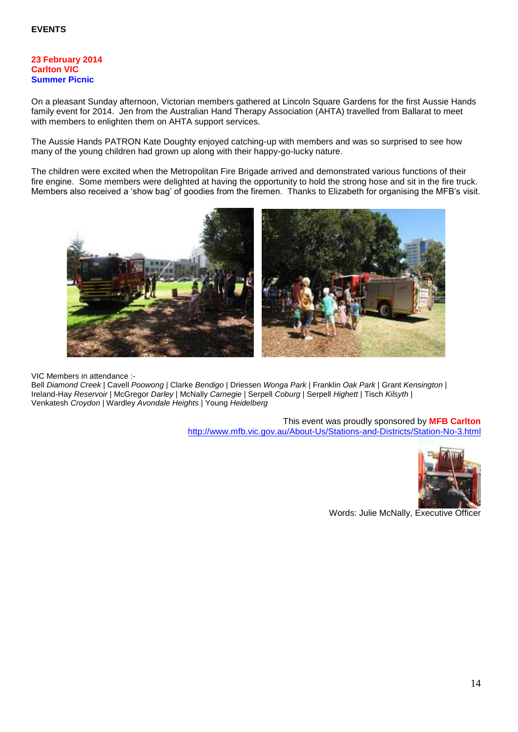**EVENTS**

**23 February 2014**
**Carlton VIC**
**Summer Picnic**

On a pleasant Sunday afternoon, Victorian members gathered at Lincoln Square Gardens for the first Aussie Hands family event for 2014. Jen from the Australian Hand Therapy Association (AHTA) travelled from Ballarat to meet with members to enlighten them on AHTA support services.

The Aussie Hands PATRON Kate Doughty enjoyed catching-up with members and was so surprised to see how many of the young children had grown up along with their happy-go-lucky nature.

The children were excited when the Metropolitan Fire Brigade arrived and demonstrated various functions of their fire engine. Some members were delighted at having the opportunity to hold the strong hose and sit in the fire truck. Members also received a 'show bag' of goodies from the firemen. Thanks to Elizabeth for organising the MFB's visit.

VIC Members in attendance :-
Bell *Diamond Creek* | Cavell *Poowong* | Clarke *Bendigo* | Driessen *Wonga Park* | Franklin *Oak Park* | Grant *Kensington* | Ireland-Hay *Reservoir* | McGregor *Darley* | McNally *Carnegie* | Serpell *Coburg* | Serpell *Highett* | Tisch *Kilsyth* | Venkatesh *Croydon* | Wardley *Avondale Heights* | Young *Heidelberg*

This event was proudly sponsored by **MFB Carlton**
http://www.mfb.vic.gov.au/About-Us/Stations-and-Districts/Station-No-3.html

Words: Julie McNally, Executive Officer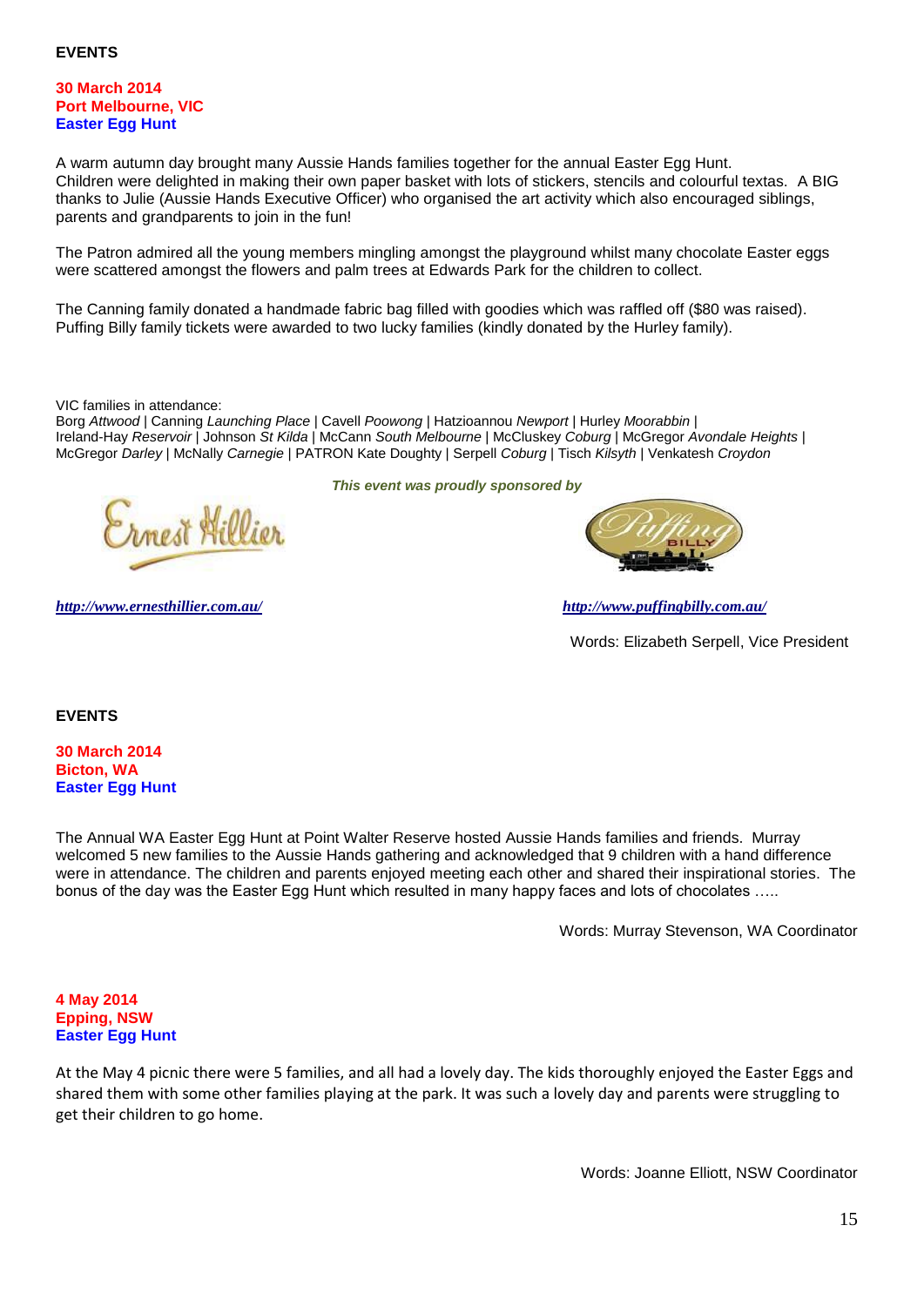## EVENTS

**30 March 2014**
**Port Melbourne, VIC**
**Easter Egg Hunt**

A warm autumn day brought many Aussie Hands families together for the annual Easter Egg Hunt. Children were delighted in making their own paper basket with lots of stickers, stencils and colourful textas. A BIG thanks to Julie (Aussie Hands Executive Officer) who organised the art activity which also encouraged siblings, parents and grandparents to join in the fun!

The Patron admired all the young members mingling amongst the playground whilst many chocolate Easter eggs were scattered amongst the flowers and palm trees at Edwards Park for the children to collect.

The Canning family donated a handmade fabric bag filled with goodies which was raffled off ($80 was raised). Puffing Billy family tickets were awarded to two lucky families (kindly donated by the Hurley family).

VIC families in attendance:
Borg *Attwood* | Canning *Launching Place* | Cavell *Poowong* | Hatzioannou *Newport* | Hurley *Moorabbin* | Ireland-Hay *Reservoir* | Johnson *St Kilda* | McCann *South Melbourne* | McCluskey *Coburg* | McGregor *Avondale Heights* | McGregor *Darley* | McNally *Carnegie* | PATRON Kate Doughty | Serpell *Coburg* | Tisch *Kilsyth* | Venkatesh *Croydon*

***This event was proudly sponsored by***

***http://www.ernesthillier.com.au/***

***http://www.puffingbilly.com.au/***

Words: Elizabeth Serpell, Vice President

## EVENTS

**30 March 2014**
**Bicton, WA**
**Easter Egg Hunt**

The Annual WA Easter Egg Hunt at Point Walter Reserve hosted Aussie Hands families and friends. Murray welcomed 5 new families to the Aussie Hands gathering and acknowledged that 9 children with a hand difference were in attendance. The children and parents enjoyed meeting each other and shared their inspirational stories. The bonus of the day was the Easter Egg Hunt which resulted in many happy faces and lots of chocolates …..

Words: Murray Stevenson, WA Coordinator

**4 May 2014**
**Epping, NSW**
**Easter Egg Hunt**

At the May 4 picnic there were 5 families, and all had a lovely day. The kids thoroughly enjoyed the Easter Eggs and shared them with some other families playing at the park. It was such a lovely day and parents were struggling to get their children to go home.

Words: Joanne Elliott, NSW Coordinator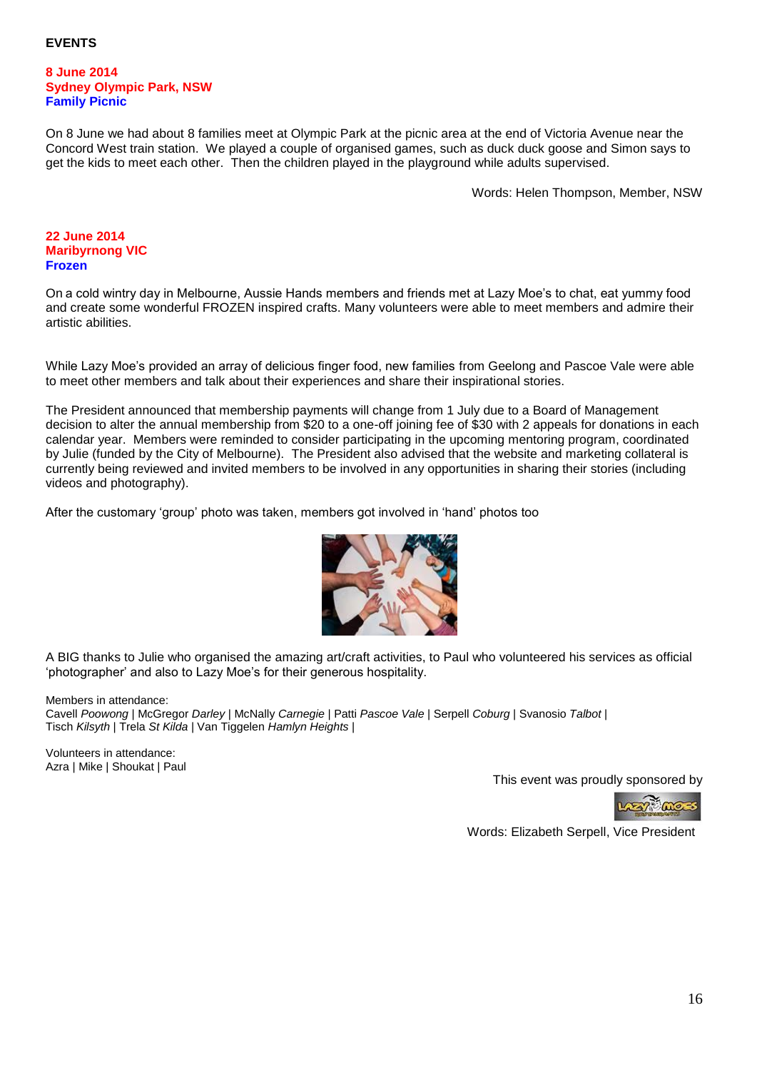## EVENTS

**8 June 2014**
**Sydney Olympic Park, NSW**
**Family Picnic**

On 8 June we had about 8 families meet at Olympic Park at the picnic area at the end of Victoria Avenue near the Concord West train station. We played a couple of organised games, such as duck duck goose and Simon says to get the kids to meet each other. Then the children played in the playground while adults supervised.

Words: Helen Thompson, Member, NSW

**22 June 2014**
**Maribyrnong VIC**
**Frozen**

On a cold wintry day in Melbourne, Aussie Hands members and friends met at Lazy Moe's to chat, eat yummy food and create some wonderful FROZEN inspired crafts. Many volunteers were able to meet members and admire their artistic abilities.

While Lazy Moe's provided an array of delicious finger food, new families from Geelong and Pascoe Vale were able to meet other members and talk about their experiences and share their inspirational stories.

The President announced that membership payments will change from 1 July due to a Board of Management decision to alter the annual membership from $20 to a one-off joining fee of $30 with 2 appeals for donations in each calendar year. Members were reminded to consider participating in the upcoming mentoring program, coordinated by Julie (funded by the City of Melbourne). The President also advised that the website and marketing collateral is currently being reviewed and invited members to be involved in any opportunities in sharing their stories (including videos and photography).

After the customary 'group' photo was taken, members got involved in 'hand' photos too

A BIG thanks to Julie who organised the amazing art/craft activities, to Paul who volunteered his services as official 'photographer' and also to Lazy Moe's for their generous hospitality.

Members in attendance:
Cavell *Poowong* | McGregor *Darley* | McNally *Carnegie* | Patti *Pascoe Vale* | Serpell *Coburg* | Svanosio *Talbot* | Tisch *Kilsyth* | Trela *St Kilda* | Van Tiggelen *Hamlyn Heights* |

Volunteers in attendance:
Azra | Mike | Shoukat | Paul

This event was proudly sponsored by

Words: Elizabeth Serpell, Vice President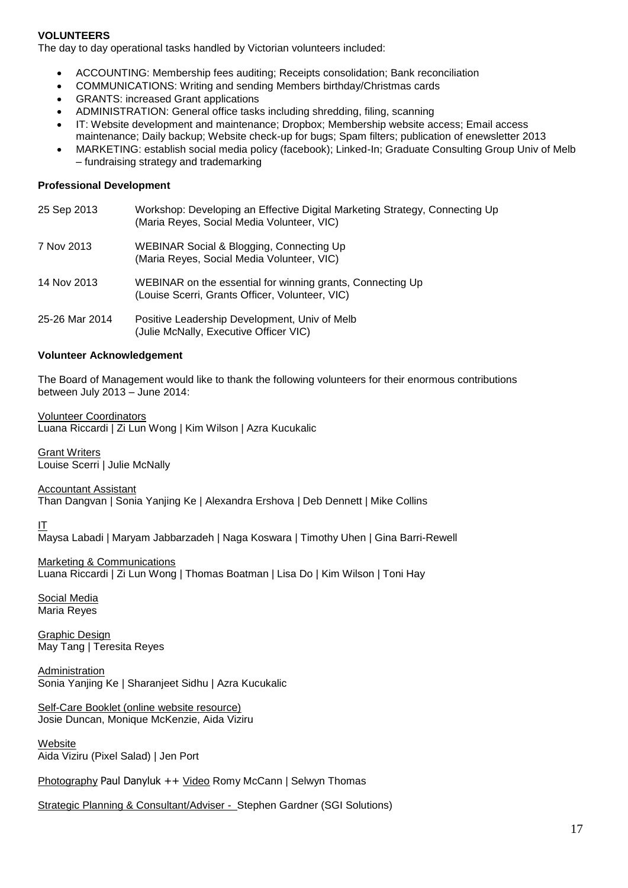**VOLUNTEERS**

The day to day operational tasks handled by Victorian volunteers included:

- ACCOUNTING: Membership fees auditing; Receipts consolidation; Bank reconciliation
- COMMUNICATIONS: Writing and sending Members birthday/Christmas cards
- GRANTS: increased Grant applications
- ADMINISTRATION: General office tasks including shredding, filing, scanning
- IT: Website development and maintenance; Dropbox; Membership website access; Email access maintenance; Daily backup; Website check-up for bugs; Spam filters; publication of enewsletter 2013
- MARKETING: establish social media policy (facebook); Linked-In; Graduate Consulting Group Univ of Melb – fundraising strategy and trademarking

**Professional Development**

| | |
|---|---|
| 25 Sep 2013 | Workshop: Developing an Effective Digital Marketing Strategy, Connecting Up (Maria Reyes, Social Media Volunteer, VIC) |
| 7 Nov 2013 | WEBINAR Social & Blogging, Connecting Up (Maria Reyes, Social Media Volunteer, VIC) |
| 14 Nov 2013 | WEBINAR on the essential for winning grants, Connecting Up (Louise Scerri, Grants Officer, Volunteer, VIC) |
| 25-26 Mar 2014 | Positive Leadership Development, Univ of Melb (Julie McNally, Executive Officer VIC) |

**Volunteer Acknowledgement**

The Board of Management would like to thank the following volunteers for their enormous contributions between July 2013 – June 2014:

Volunteer Coordinators
Luana Riccardi | Zi Lun Wong | Kim Wilson | Azra Kucukalic

Grant Writers
Louise Scerri | Julie McNally

Accountant Assistant
Than Dangvan | Sonia Yanjing Ke | Alexandra Ershova | Deb Dennett | Mike Collins

IT
Maysa Labadi | Maryam Jabbarzadeh | Naga Koswara | Timothy Uhen | Gina Barri-Rewell

Marketing & Communications
Luana Riccardi | Zi Lun Wong | Thomas Boatman | Lisa Do | Kim Wilson | Toni Hay

Social Media
Maria Reyes

Graphic Design
May Tang | Teresita Reyes

Administration
Sonia Yanjing Ke | Sharanjeet Sidhu | Azra Kucukalic

Self-Care Booklet (online website resource)
Josie Duncan, Monique McKenzie, Aida Viziru

Website
Aida Viziru (Pixel Salad) | Jen Port

Photography Paul Danyluk ++ Video Romy McCann | Selwyn Thomas

Strategic Planning & Consultant/Adviser - Stephen Gardner (SGI Solutions)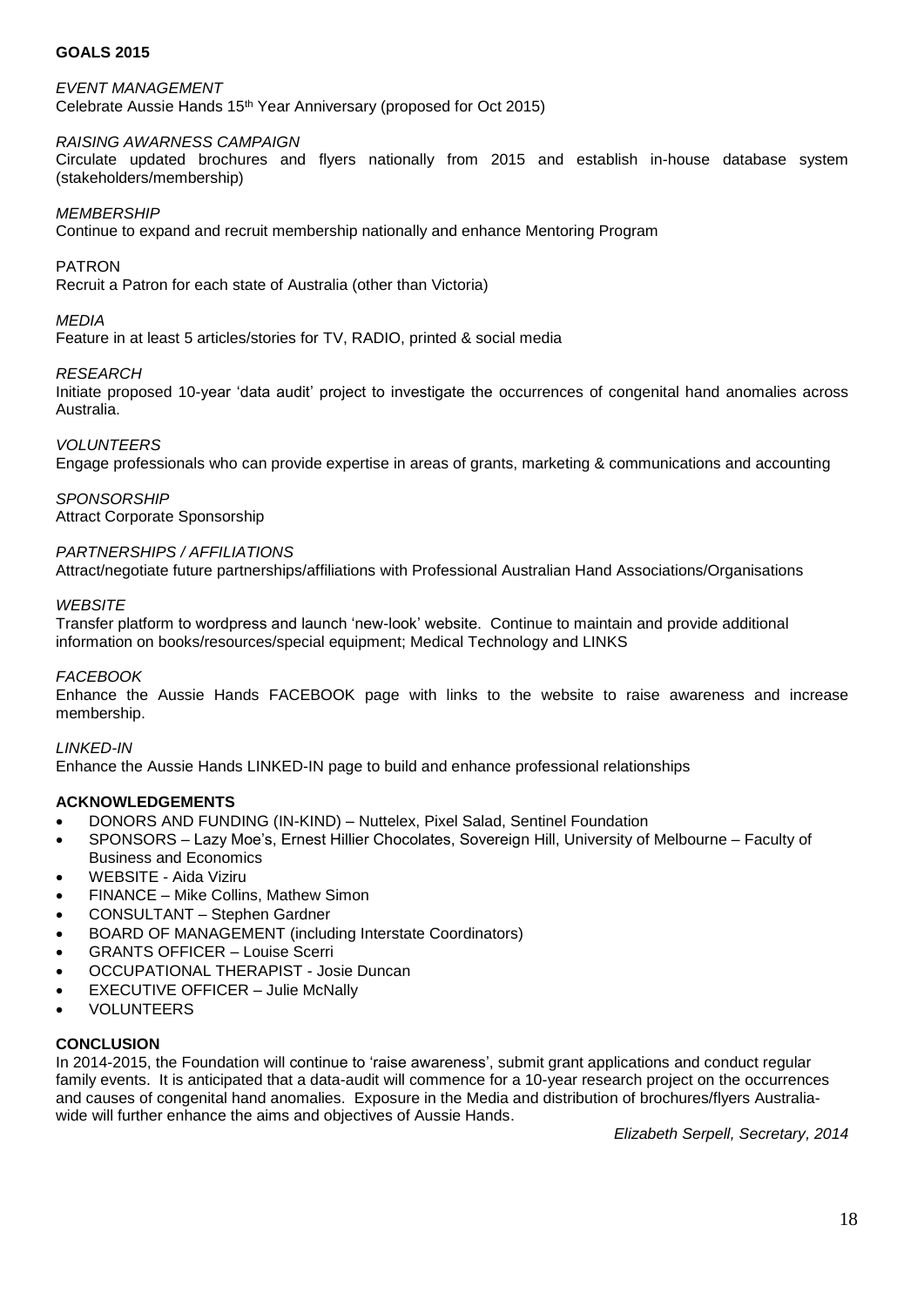**GOALS 2015**

*EVENT MANAGEMENT*
Celebrate Aussie Hands 15th Year Anniversary (proposed for Oct 2015)

*RAISING AWARNESS CAMPAIGN*
Circulate updated brochures and flyers nationally from 2015 and establish in-house database system (stakeholders/membership)

*MEMBERSHIP*
Continue to expand and recruit membership nationally and enhance Mentoring Program

PATRON
Recruit a Patron for each state of Australia (other than Victoria)

*MEDIA*
Feature in at least 5 articles/stories for TV, RADIO, printed & social media

*RESEARCH*
Initiate proposed 10-year 'data audit' project to investigate the occurrences of congenital hand anomalies across Australia.

*VOLUNTEERS*
Engage professionals who can provide expertise in areas of grants, marketing & communications and accounting

*SPONSORSHIP*
Attract Corporate Sponsorship

*PARTNERSHIPS / AFFILIATIONS*
Attract/negotiate future partnerships/affiliations with Professional Australian Hand Associations/Organisations

*WEBSITE*
Transfer platform to wordpress and launch 'new-look' website. Continue to maintain and provide additional information on books/resources/special equipment; Medical Technology and LINKS

*FACEBOOK*
Enhance the Aussie Hands FACEBOOK page with links to the website to raise awareness and increase membership.

*LINKED-IN*
Enhance the Aussie Hands LINKED-IN page to build and enhance professional relationships

**ACKNOWLEDGEMENTS**

- DONORS AND FUNDING (IN-KIND) – Nuttelex, Pixel Salad, Sentinel Foundation
- SPONSORS – Lazy Moe's, Ernest Hillier Chocolates, Sovereign Hill, University of Melbourne – Faculty of Business and Economics
- WEBSITE - Aida Viziru
- FINANCE – Mike Collins, Mathew Simon
- CONSULTANT – Stephen Gardner
- BOARD OF MANAGEMENT (including Interstate Coordinators)
- GRANTS OFFICER – Louise Scerri
- OCCUPATIONAL THERAPIST - Josie Duncan
- EXECUTIVE OFFICER – Julie McNally
- VOLUNTEERS

**CONCLUSION**

In 2014-2015, the Foundation will continue to 'raise awareness', submit grant applications and conduct regular family events. It is anticipated that a data-audit will commence for a 10-year research project on the occurrences and causes of congenital hand anomalies. Exposure in the Media and distribution of brochures/flyers Australia-wide will further enhance the aims and objectives of Aussie Hands.

*Elizabeth Serpell, Secretary, 2014*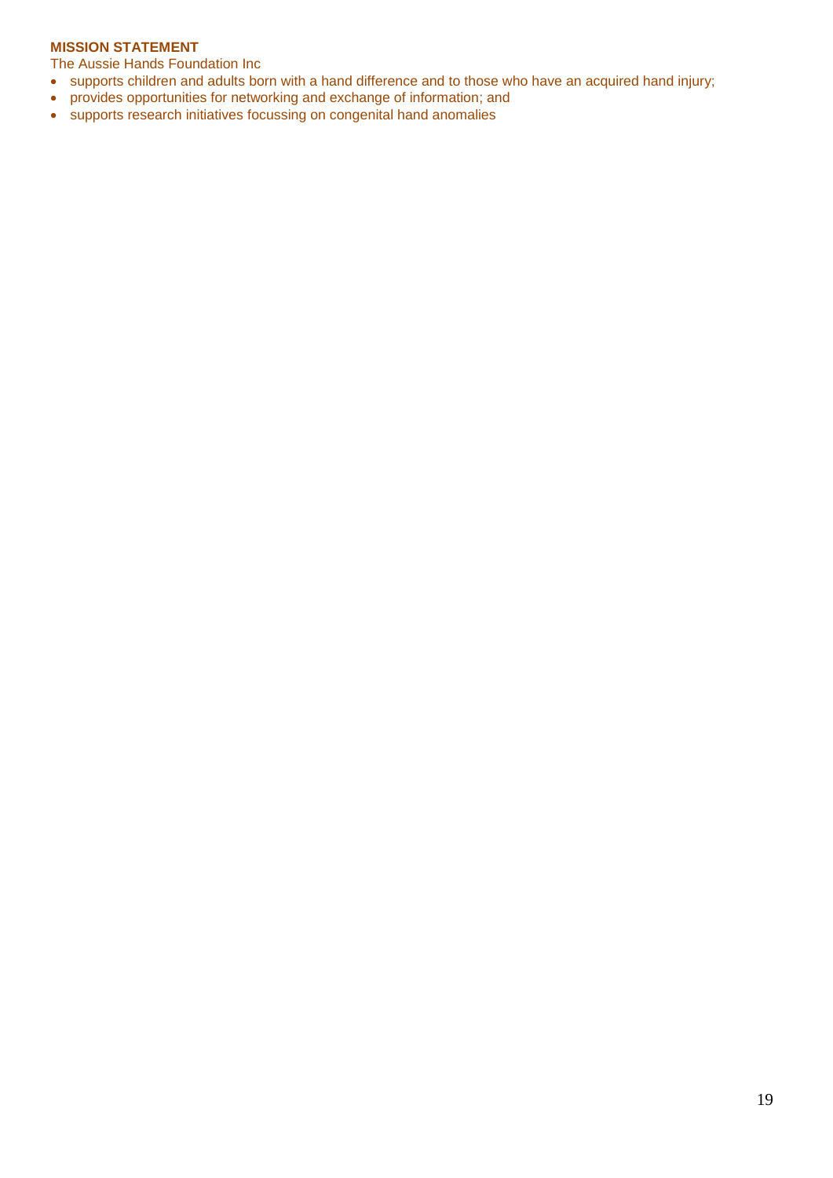**MISSION STATEMENT**

The Aussie Hands Foundation Inc

- supports children and adults born with a hand difference and to those who have an acquired hand injury;
- provides opportunities for networking and exchange of information; and
- supports research initiatives focussing on congenital hand anomalies